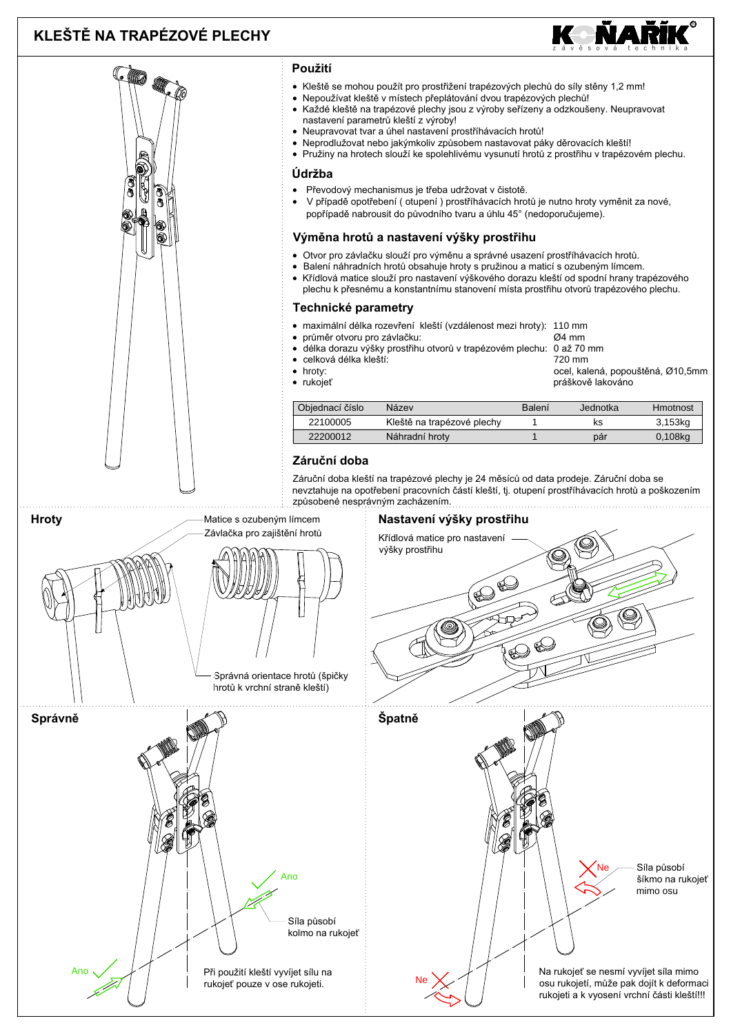# KLEŠTĚ NA TRAPÉZOVÉ PLECHY

KOŇAŘÍK závěsová technika

## Použití

- Kleště se mohou použít pro prostřižení trapézových plechů do síly stěny 1,2 mm!
- Nepoužívat kleště v místech přeplátování dvou trapézových plechů!
- Každé kleště na trapézové plechy jsou z výroby seřízeny a odzkoušeny. Neupravovat nastavení parametrů kleští z výroby!
- Neupravovat tvar a úhel nastavení prostříhávacích hrotů!
- Neprodlužovat nebo jakýmkoliv způsobem nastavovat páky děrovacích kleští!
- Pružiny na hrotech slouží ke spolehlivému vysunutí hrotů z prostřihu v trapézovém plechu.

## Údržba

- Převodový mechanismus je třeba udržovat v čistotě.
- V případě opotřebení ( otupení ) prostříhávacích hrotů je nutno hroty vyměnit za nové, popřípadě nabrousit do původního tvaru a úhlu 45° (nedoporučujeme).

## Výměna hrotů a nastavení výšky prostřihu

- Otvor pro závlačku slouží pro výměnu a správné usazení prostříhávacích hrotů.
- Balení náhradních hrotů obsahuje hroty s pružinou a maticí s ozubeným límcem.
- Křídlová matice slouží pro nastavení výškového dorazu kleští od spodní hrany trapézového plechu k přesnému a konstantnímu stanovení místa prostřihu otvorů trapézového plechu.

## Technické parametry

- maximální délka rozevření kleští (vzdálenost mezi hroty): 110 mm
- průměr otvoru pro závlačku: Ø4 mm
- délka dorazu výšky prostřihu otvorů v trapézovém plechu: 0 až 70 mm
- celková délka kleští: 720 mm
- hroty: ocel, kalená, popouštěná, Ø10,5mm
- rukojeť: práškově lakováno

| Objednací číslo | Název | Balení | Jednotka | Hmotnost |
|---|---|---|---|---|
| 22100005 | Kleště na trapézové plechy | 1 | ks | 3,153kg |
| 22200012 | Náhradní hroty | 1 | pár | 0,108kg |

## Záruční doba

Záruční doba kleští na trapézové plechy je 24 měsíců od data prodeje. Záruční doba se nevztahuje na opotřebení pracovních částí kleští, tj. otupení prostříhávacích hrotů a poškozením způsobené nesprávným zacházením.

## Hroty

Matice s ozubeným límcem

Závlačka pro zajištění hrotů

Správná orientace hrotů (špičky hrotů k vrchní straně kleští)

## Nastavení výšky prostřihu

Křídlová matice pro nastavení výšky prostřihu

## Správně

Ano

Síla působí kolmo na rukojeť

Ano

Při použití kleští vyvíjet sílu na rukojeť pouze v ose rukojeti.

## Špatně

Ne

Síla působí šikmo na rukojeť mimo osu

Ne

Na rukojeť se nesmí vyvíjet síla mimo osu rukojetí, může pak dojít k deformaci rukojeti a k vyosení vrchní části kleští!!!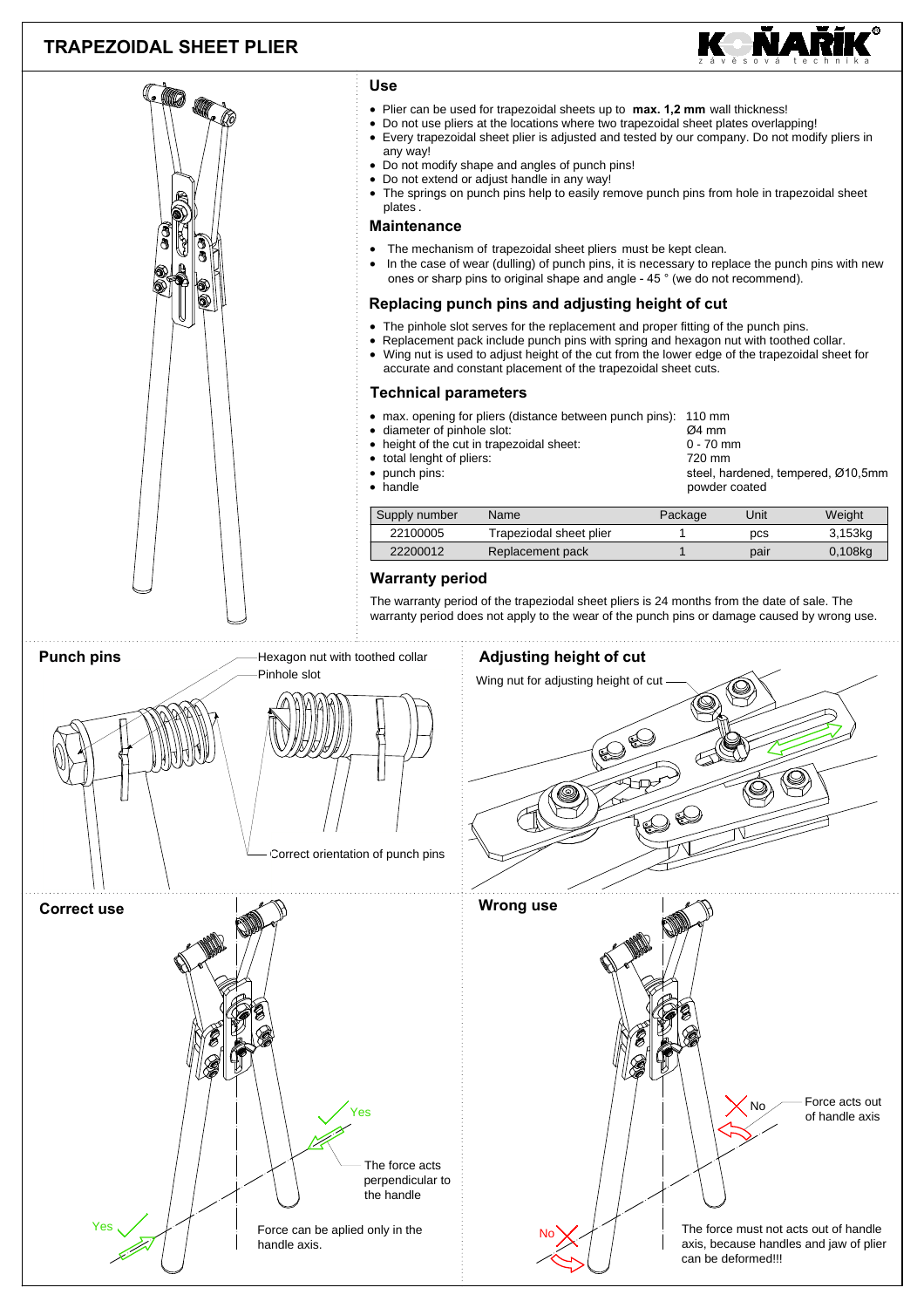# TRAPEZOIDAL SHEET PLIER

## Use

- Plier can be used for trapezoidal sheets up to **max. 1,2 mm** wall thickness!
- Do not use pliers at the locations where two trapezoidal sheet plates overlapping!
- Every trapezoidal sheet plier is adjusted and tested by our company. Do not modify pliers in any way!
- Do not modify shape and angles of punch pins!
- Do not extend or adjust handle in any way!
- The springs on punch pins help to easily remove punch pins from hole in trapezoidal sheet plates .

## Maintenance

- The mechanism of trapezoidal sheet pliers must be kept clean.
- In the case of wear (dulling) of punch pins, it is necessary to replace the punch pins with new ones or sharp pins to original shape and angle - 45 ° (we do not recommend).

## Replacing punch pins and adjusting height of cut

- The pinhole slot serves for the replacement and proper fitting of the punch pins.
- Replacement pack include punch pins with spring and hexagon nut with toothed collar.
- Wing nut is used to adjust height of the cut from the lower edge of the trapezoidal sheet for accurate and constant placement of the trapezoidal sheet cuts.

## Technical parameters

- max. opening for pliers (distance between punch pins): 110 mm
- diameter of pinhole slot: Ø4 mm
- height of the cut in trapezoidal sheet: 0 - 70 mm
- total lenght of pliers: 720 mm
- punch pins: steel, hardened, tempered, Ø10,5mm
- handle: powder coated

| Supply number | Name | Package | Unit | Weight |
|---|---|---|---|---|
| 22100005 | Trapeziodal sheet plier | 1 | pcs | 3,153kg |
| 22200012 | Replacement pack | 1 | pair | 0,108kg |

## Warranty period

The warranty period of the trapeziodal sheet pliers is 24 months from the date of sale. The warranty period does not apply to the wear of the punch pins or damage caused by wrong use.

## Punch pins

Hexagon nut with toothed collar

Pinhole slot

Correct orientation of punch pins

## Adjusting height of cut

Wing nut for adjusting height of cut

## Correct use

Yes

The force acts perpendicular to the handle

Yes

Force can be aplied only in the handle axis.

## Wrong use

No

Force acts out of handle axis

No

The force must not acts out of handle axis, because handles and jaw of plier can be deformed!!!